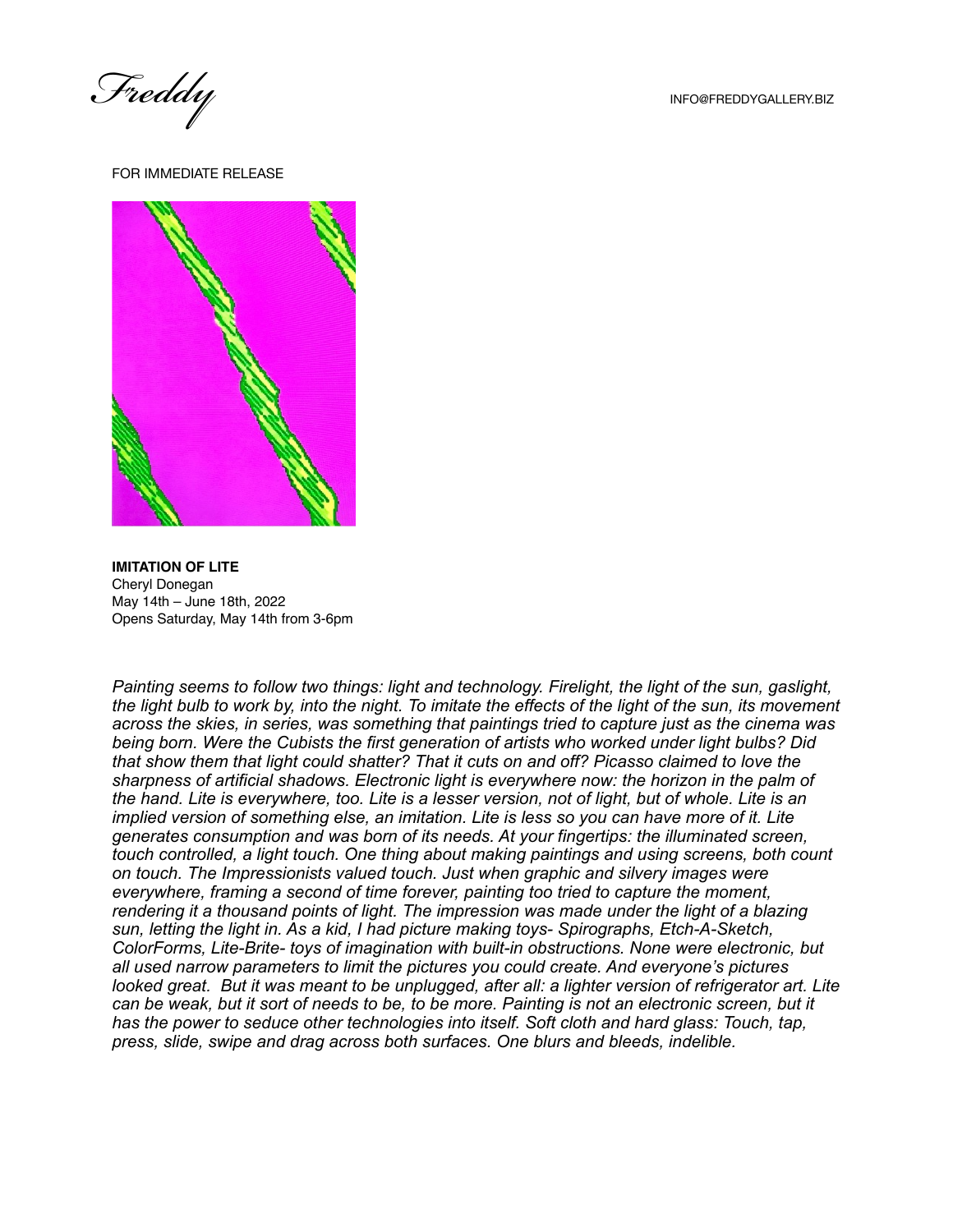Freddy

INFO@FREDDYGALLERY.BIZ

FOR IMMEDIATE RELEASE

**IMITATION OF LITE**
Cheryl Donegan
May 14th – June 18th, 2022
Opens Saturday, May 14th from 3-6pm

*Painting seems to follow two things: light and technology. Firelight, the light of the sun, gaslight, the light bulb to work by, into the night. To imitate the effects of the light of the sun, its movement across the skies, in series, was something that paintings tried to capture just as the cinema was being born. Were the Cubists the first generation of artists who worked under light bulbs? Did that show them that light could shatter? That it cuts on and off? Picasso claimed to love the sharpness of artificial shadows. Electronic light is everywhere now: the horizon in the palm of the hand. Lite is everywhere, too. Lite is a lesser version, not of light, but of whole. Lite is an implied version of something else, an imitation. Lite is less so you can have more of it. Lite generates consumption and was born of its needs. At your fingertips: the illuminated screen, touch controlled, a light touch. One thing about making paintings and using screens, both count on touch. The Impressionists valued touch. Just when graphic and silvery images were everywhere, framing a second of time forever, painting too tried to capture the moment, rendering it a thousand points of light. The impression was made under the light of a blazing sun, letting the light in. As a kid, I had picture making toys- Spirographs, Etch-A-Sketch, ColorForms, Lite-Brite- toys of imagination with built-in obstructions. None were electronic, but all used narrow parameters to limit the pictures you could create. And everyone's pictures looked great. But it was meant to be unplugged, after all: a lighter version of refrigerator art. Lite can be weak, but it sort of needs to be, to be more. Painting is not an electronic screen, but it has the power to seduce other technologies into itself. Soft cloth and hard glass: Touch, tap, press, slide, swipe and drag across both surfaces. One blurs and bleeds, indelible.*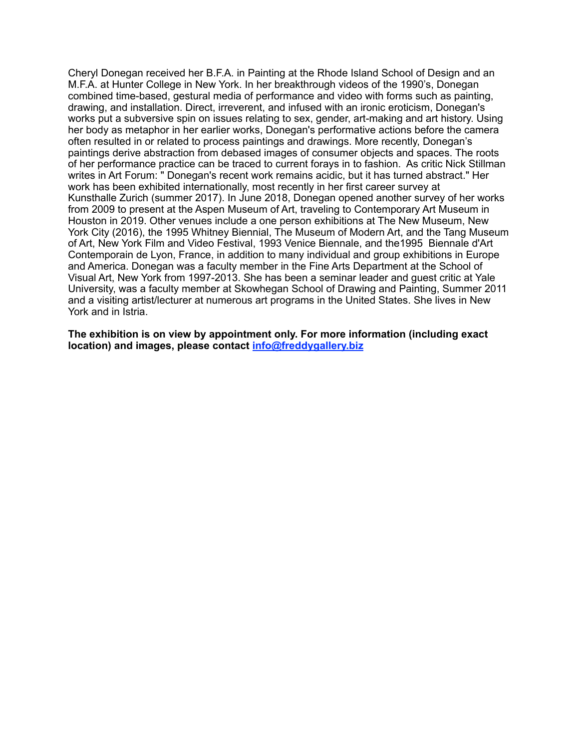Cheryl Donegan received her B.F.A. in Painting at the Rhode Island School of Design and an M.F.A. at Hunter College in New York. In her breakthrough videos of the 1990's, Donegan combined time-based, gestural media of performance and video with forms such as painting, drawing, and installation. Direct, irreverent, and infused with an ironic eroticism, Donegan's works put a subversive spin on issues relating to sex, gender, art-making and art history. Using her body as metaphor in her earlier works, Donegan's performative actions before the camera often resulted in or related to process paintings and drawings. More recently, Donegan's paintings derive abstraction from debased images of consumer objects and spaces. The roots of her performance practice can be traced to current forays in to fashion. As critic Nick Stillman writes in Art Forum: " Donegan's recent work remains acidic, but it has turned abstract." Her work has been exhibited internationally, most recently in her first career survey at Kunsthalle Zurich (summer 2017). In June 2018, Donegan opened another survey of her works from 2009 to present at the Aspen Museum of Art, traveling to Contemporary Art Museum in Houston in 2019. Other venues include a one person exhibitions at The New Museum, New York City (2016), the 1995 Whitney Biennial, The Museum of Modern Art, and the Tang Museum of Art, New York Film and Video Festival, 1993 Venice Biennale, and the1995 Biennale d'Art Contemporain de Lyon, France, in addition to many individual and group exhibitions in Europe and America. Donegan was a faculty member in the Fine Arts Department at the School of Visual Art, New York from 1997-2013. She has been a seminar leader and guest critic at Yale University, was a faculty member at Skowhegan School of Drawing and Painting, Summer 2011 and a visiting artist/lecturer at numerous art programs in the United States. She lives in New York and in Istria.

**The exhibition is on view by appointment only. For more information (including exact location) and images, please contact info@freddygallery.biz**